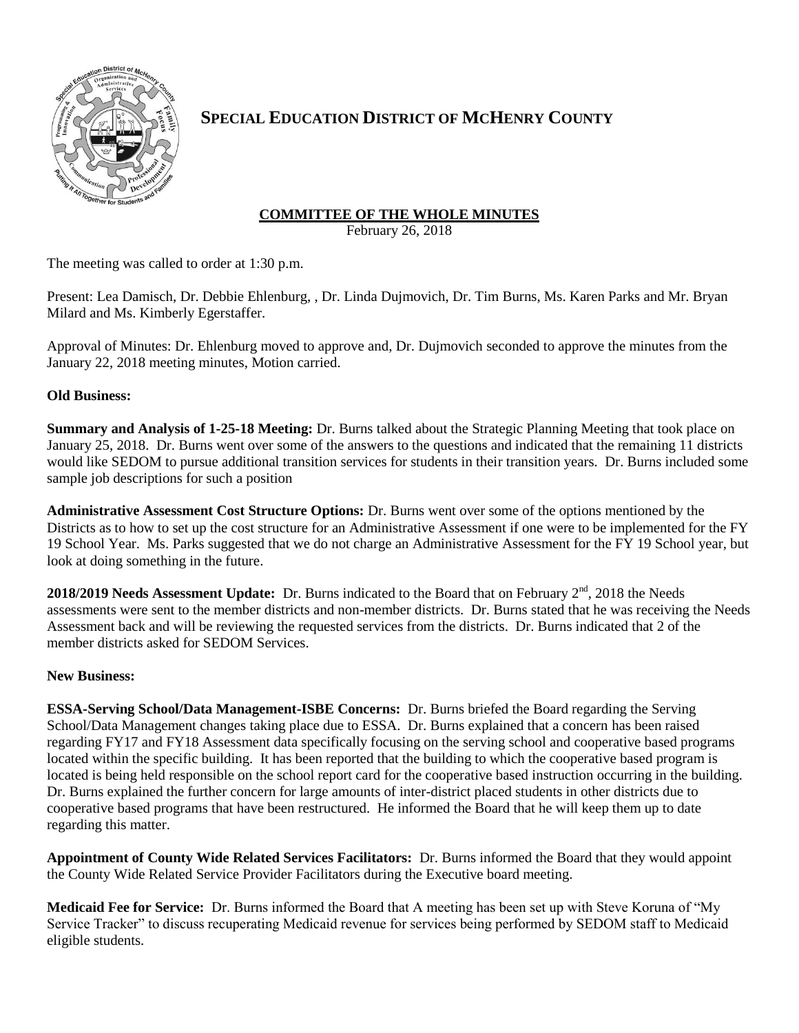# SPECIAL EDUCATION DISTRICT OF MCHENRY COUNTY

## COMMITTEE OF THE WHOLE MINUTES

February 26, 2018

The meeting was called to order at 1:30 p.m.

Present: Lea Damisch, Dr. Debbie Ehlenburg, , Dr. Linda Dujmovich, Dr. Tim Burns, Ms. Karen Parks and Mr. Bryan Milard and Ms. Kimberly Egerstaffer.

Approval of Minutes: Dr. Ehlenburg moved to approve and, Dr. Dujmovich seconded to approve the minutes from the January 22, 2018 meeting minutes, Motion carried.

**Old Business:**

**Summary and Analysis of 1-25-18 Meeting:** Dr. Burns talked about the Strategic Planning Meeting that took place on January 25, 2018. Dr. Burns went over some of the answers to the questions and indicated that the remaining 11 districts would like SEDOM to pursue additional transition services for students in their transition years. Dr. Burns included some sample job descriptions for such a position

**Administrative Assessment Cost Structure Options:** Dr. Burns went over some of the options mentioned by the Districts as to how to set up the cost structure for an Administrative Assessment if one were to be implemented for the FY 19 School Year. Ms. Parks suggested that we do not charge an Administrative Assessment for the FY 19 School year, but look at doing something in the future.

**2018/2019 Needs Assessment Update:** Dr. Burns indicated to the Board that on February 2nd, 2018 the Needs assessments were sent to the member districts and non-member districts. Dr. Burns stated that he was receiving the Needs Assessment back and will be reviewing the requested services from the districts. Dr. Burns indicated that 2 of the member districts asked for SEDOM Services.

**New Business:**

**ESSA-Serving School/Data Management-ISBE Concerns:** Dr. Burns briefed the Board regarding the Serving School/Data Management changes taking place due to ESSA. Dr. Burns explained that a concern has been raised regarding FY17 and FY18 Assessment data specifically focusing on the serving school and cooperative based programs located within the specific building. It has been reported that the building to which the cooperative based program is located is being held responsible on the school report card for the cooperative based instruction occurring in the building. Dr. Burns explained the further concern for large amounts of inter-district placed students in other districts due to cooperative based programs that have been restructured. He informed the Board that he will keep them up to date regarding this matter.

**Appointment of County Wide Related Services Facilitators:** Dr. Burns informed the Board that they would appoint the County Wide Related Service Provider Facilitators during the Executive board meeting.

**Medicaid Fee for Service:** Dr. Burns informed the Board that A meeting has been set up with Steve Koruna of "My Service Tracker" to discuss recuperating Medicaid revenue for services being performed by SEDOM staff to Medicaid eligible students.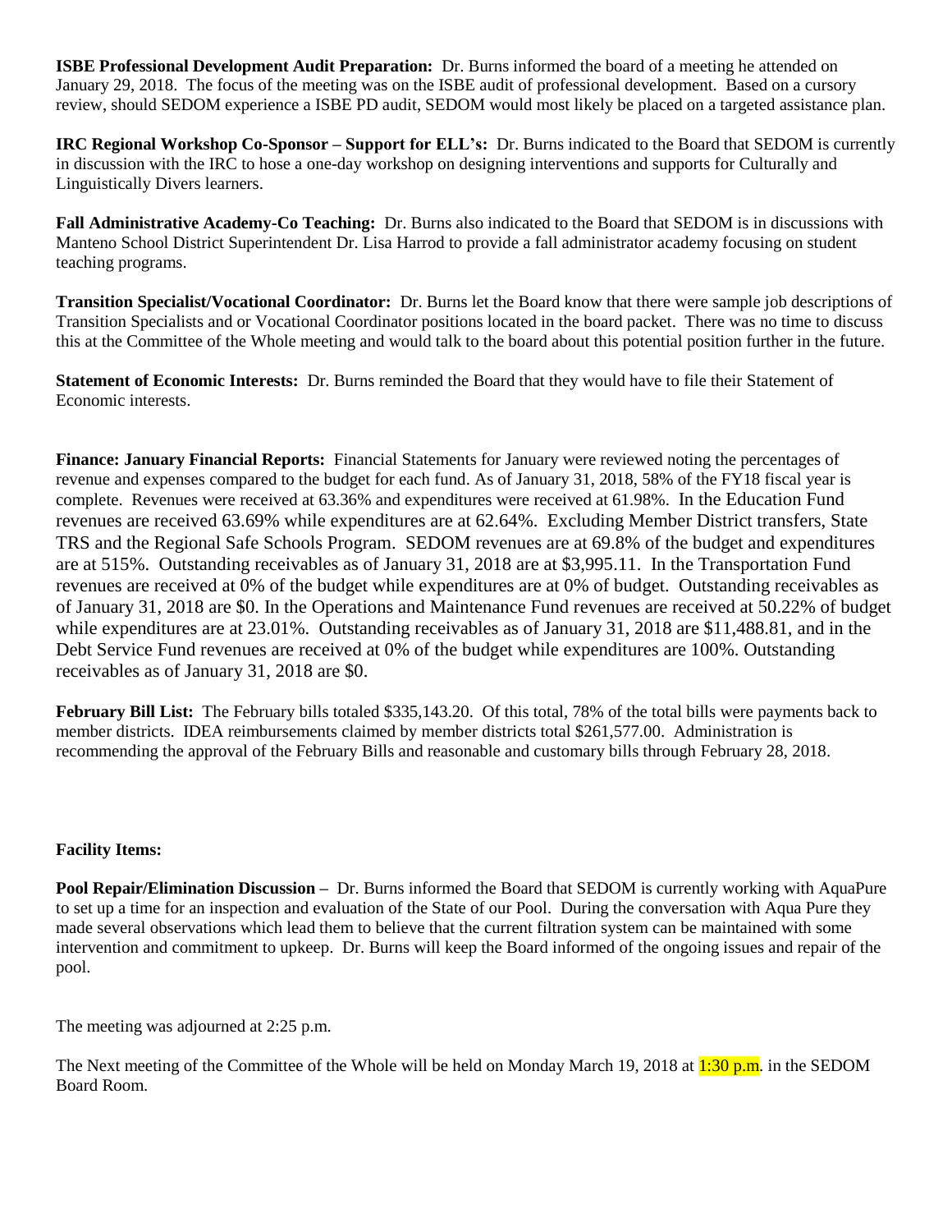**ISBE Professional Development Audit Preparation:** Dr. Burns informed the board of a meeting he attended on January 29, 2018. The focus of the meeting was on the ISBE audit of professional development. Based on a cursory review, should SEDOM experience a ISBE PD audit, SEDOM would most likely be placed on a targeted assistance plan.

**IRC Regional Workshop Co-Sponsor – Support for ELL's:** Dr. Burns indicated to the Board that SEDOM is currently in discussion with the IRC to hose a one-day workshop on designing interventions and supports for Culturally and Linguistically Divers learners.

**Fall Administrative Academy-Co Teaching:** Dr. Burns also indicated to the Board that SEDOM is in discussions with Manteno School District Superintendent Dr. Lisa Harrod to provide a fall administrator academy focusing on student teaching programs.

**Transition Specialist/Vocational Coordinator:** Dr. Burns let the Board know that there were sample job descriptions of Transition Specialists and or Vocational Coordinator positions located in the board packet. There was no time to discuss this at the Committee of the Whole meeting and would talk to the board about this potential position further in the future.

**Statement of Economic Interests:** Dr. Burns reminded the Board that they would have to file their Statement of Economic interests.

**Finance: January Financial Reports:** Financial Statements for January were reviewed noting the percentages of revenue and expenses compared to the budget for each fund. As of January 31, 2018, 58% of the FY18 fiscal year is complete. Revenues were received at 63.36% and expenditures were received at 61.98%. In the Education Fund revenues are received 63.69% while expenditures are at 62.64%. Excluding Member District transfers, State TRS and the Regional Safe Schools Program. SEDOM revenues are at 69.8% of the budget and expenditures are at 515%. Outstanding receivables as of January 31, 2018 are at $3,995.11. In the Transportation Fund revenues are received at 0% of the budget while expenditures are at 0% of budget. Outstanding receivables as of January 31, 2018 are $0. In the Operations and Maintenance Fund revenues are received at 50.22% of budget while expenditures are at 23.01%. Outstanding receivables as of January 31, 2018 are $11,488.81, and in the Debt Service Fund revenues are received at 0% of the budget while expenditures are 100%. Outstanding receivables as of January 31, 2018 are $0.

**February Bill List:** The February bills totaled $335,143.20. Of this total, 78% of the total bills were payments back to member districts. IDEA reimbursements claimed by member districts total $261,577.00. Administration is recommending the approval of the February Bills and reasonable and customary bills through February 28, 2018.

**Facility Items:**

**Pool Repair/Elimination Discussion –** Dr. Burns informed the Board that SEDOM is currently working with AquaPure to set up a time for an inspection and evaluation of the State of our Pool. During the conversation with Aqua Pure they made several observations which lead them to believe that the current filtration system can be maintained with some intervention and commitment to upkeep. Dr. Burns will keep the Board informed of the ongoing issues and repair of the pool.

The meeting was adjourned at 2:25 p.m.

The Next meeting of the Committee of the Whole will be held on Monday March 19, 2018 at 1:30 p.m. in the SEDOM Board Room.